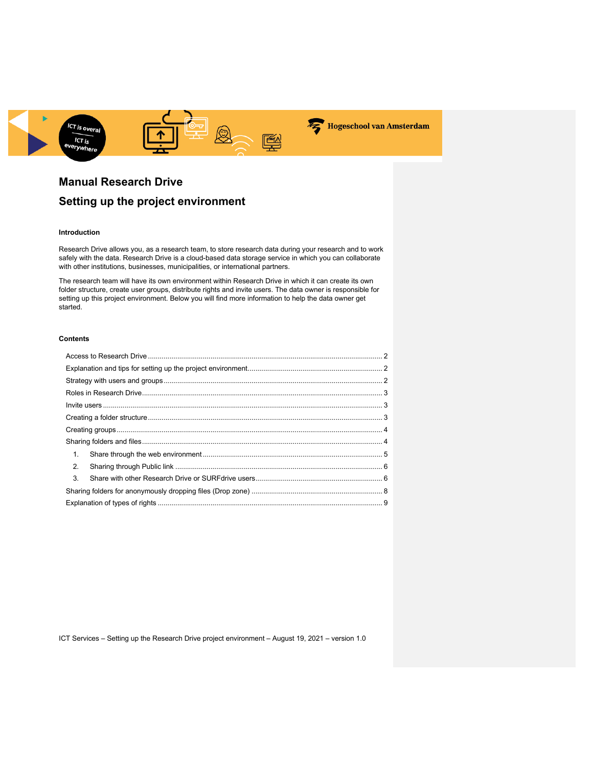# Manual Research Drive

## Setting up the project environment

### Introduction

Research Drive allows you, as a research team, to store research data during your research and to work safely with the data. Research Drive is a cloud-based data storage service in which you can collaborate with other institutions, businesses, municipalities, or international partners.

The research team will have its own environment within Research Drive in which it can create its own folder structure, create user groups, distribute rights and invite users. The data owner is responsible for setting up this project environment. Below you will find more information to help the data owner get started.

### Contents

- Access to Research Drive ..... 2
- Explanation and tips for setting up the project environment ..... 2
- Strategy with users and groups ..... 2
- Roles in Research Drive ..... 3
- Invite users ..... 3
- Creating a folder structure ..... 3
- Creating groups ..... 4
- Sharing folders and files ..... 4
  1. Share through the web environment ..... 5
  2. Sharing through Public link ..... 6
  3. Share with other Research Drive or SURFdrive users ..... 6
- Sharing folders for anonymously dropping files (Drop zone) ..... 8
- Explanation of types of rights ..... 9

ICT Services – Setting up the Research Drive project environment – August 19, 2021 – version 1.0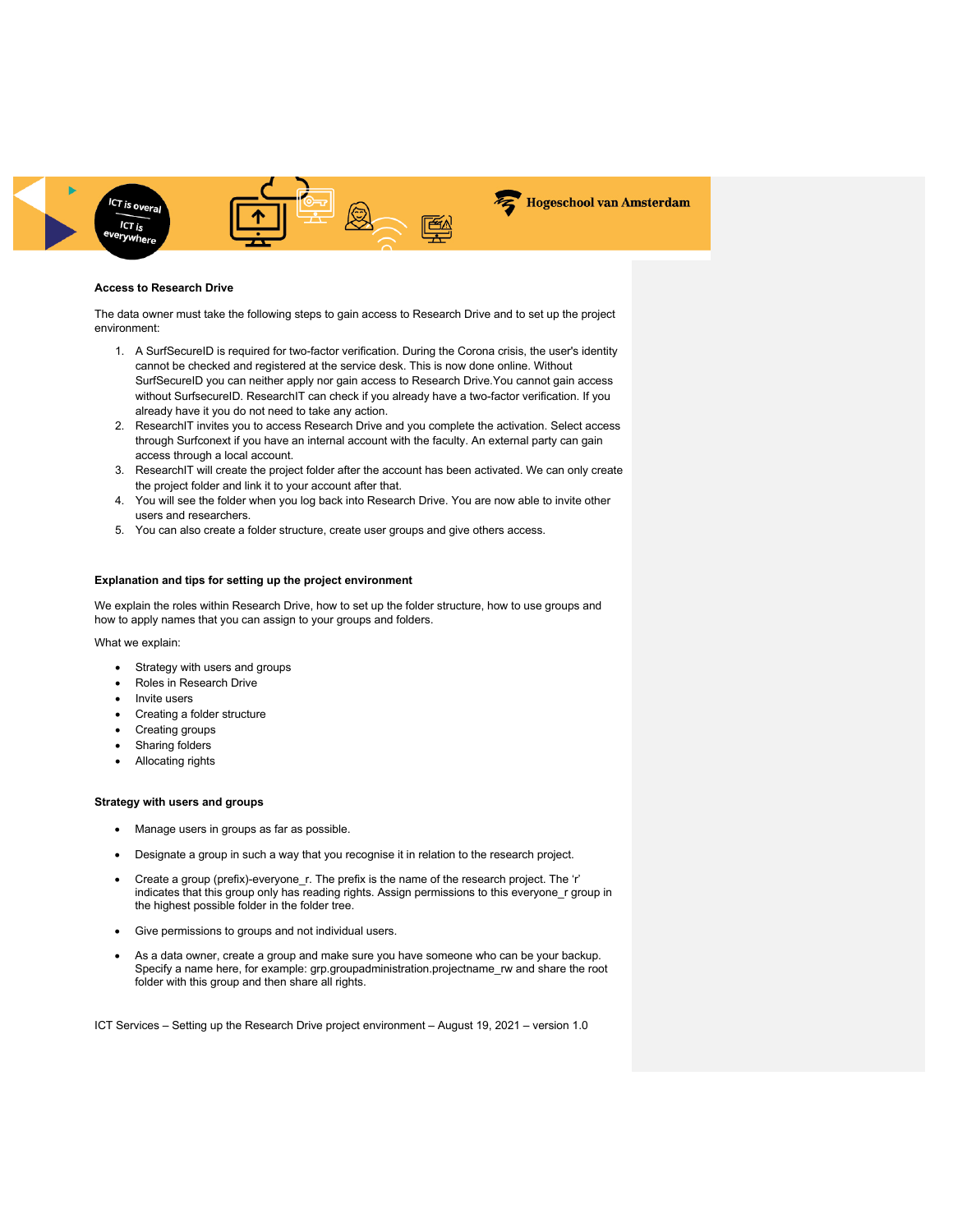## Access to Research Drive

The data owner must take the following steps to gain access to Research Drive and to set up the project environment:

1. A SurfSecureID is required for two-factor verification. During the Corona crisis, the user's identity cannot be checked and registered at the service desk. This is now done online. Without SurfSecureID you can neither apply nor gain access to Research Drive.You cannot gain access without SurfsecureID. ResearchIT can check if you already have a two-factor verification. If you already have it you do not need to take any action.
2. ResearchIT invites you to access Research Drive and you complete the activation. Select access through Surfconext if you have an internal account with the faculty. An external party can gain access through a local account.
3. ResearchIT will create the project folder after the account has been activated. We can only create the project folder and link it to your account after that.
4. You will see the folder when you log back into Research Drive. You are now able to invite other users and researchers.
5. You can also create a folder structure, create user groups and give others access.

## Explanation and tips for setting up the project environment

We explain the roles within Research Drive, how to set up the folder structure, how to use groups and how to apply names that you can assign to your groups and folders.

What we explain:

- Strategy with users and groups
- Roles in Research Drive
- Invite users
- Creating a folder structure
- Creating groups
- Sharing folders
- Allocating rights

## Strategy with users and groups

- Manage users in groups as far as possible.
- Designate a group in such a way that you recognise it in relation to the research project.
- Create a group (prefix)-everyone_r. The prefix is the name of the research project. The 'r' indicates that this group only has reading rights. Assign permissions to this everyone_r group in the highest possible folder in the folder tree.
- Give permissions to groups and not individual users.
- As a data owner, create a group and make sure you have someone who can be your backup. Specify a name here, for example: grp.groupadministration.projectname_rw and share the root folder with this group and then share all rights.

ICT Services – Setting up the Research Drive project environment – August 19, 2021 – version 1.0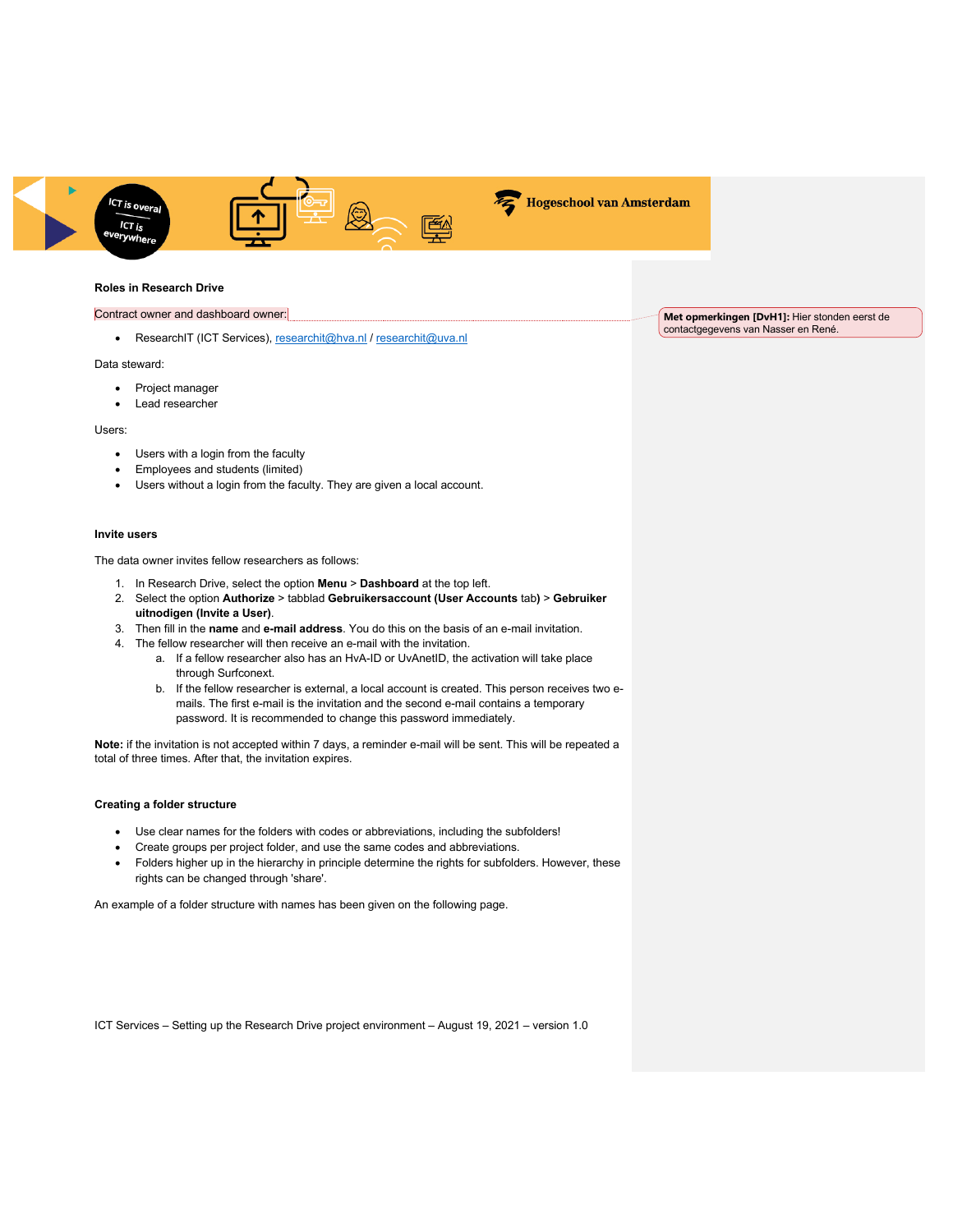### Roles in Research Drive

Contract owner and dashboard owner:

- ResearchIT (ICT Services), researchit@hva.nl / researchit@uva.nl

Data steward:

- Project manager
- Lead researcher

Users:

- Users with a login from the faculty
- Employees and students (limited)
- Users without a login from the faculty. They are given a local account.

### Invite users

The data owner invites fellow researchers as follows:

1. In Research Drive, select the option **Menu** > **Dashboard** at the top left.
2. Select the option **Authorize** > tabblad **Gebruikersaccount (User Accounts** tab**)** > **Gebruiker uitnodigen (Invite a User)**.
3. Then fill in the **name** and **e-mail address**. You do this on the basis of an e-mail invitation.
4. The fellow researcher will then receive an e-mail with the invitation.
   a. If a fellow researcher also has an HvA-ID or UvAnetID, the activation will take place through Surfconext.
   b. If the fellow researcher is external, a local account is created. This person receives two e-mails. The first e-mail is the invitation and the second e-mail contains a temporary password. It is recommended to change this password immediately.

**Note:** if the invitation is not accepted within 7 days, a reminder e-mail will be sent. This will be repeated a total of three times. After that, the invitation expires.

### Creating a folder structure

- Use clear names for the folders with codes or abbreviations, including the subfolders!
- Create groups per project folder, and use the same codes and abbreviations.
- Folders higher up in the hierarchy in principle determine the rights for subfolders. However, these rights can be changed through 'share'.

An example of a folder structure with names has been given on the following page.

**Met opmerkingen [DvH1]:** Hier stonden eerst de contactgegevens van Nasser en René.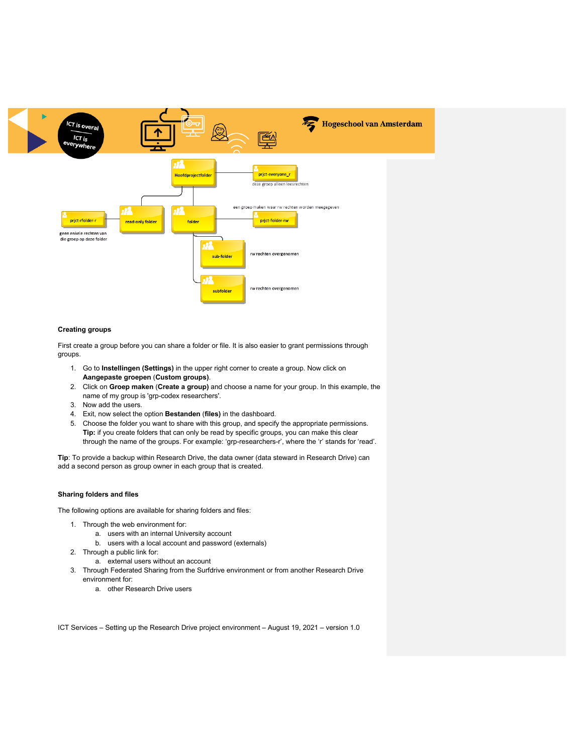Hoofdprojectfolder

prjct-everyone_r

deze groep alleen leesrechten

een groep maken waar rw rechten worden meegegeven

prjct-rfolder-r

geen enkele rechten van die groep op deze folder

read-only folder

folder

prjct-folder-rw

sub-folder

rw rechten overgenomen

subfolder

rw rechten overgenomen

**Creating groups**

First create a group before you can share a folder or file. It is also easier to grant permissions through groups.

1. Go to **Instellingen (Settings)** in the upper right corner to create a group. Now click on **Aangepaste groepen** (**Custom groups)**.
2. Click on **Groep maken** (**Create a group)** and choose a name for your group. In this example, the name of my group is 'grp-codex researchers'.
3. Now add the users.
4. Exit, now select the option **Bestanden** **(files)** in the dashboard.
5. Choose the folder you want to share with this group, and specify the appropriate permissions. **Tip:** if you create folders that can only be read by specific groups, you can make this clear through the name of the groups. For example: 'grp-researchers-r', where the 'r' stands for 'read'.

**Tip**: To provide a backup within Research Drive, the data owner (data steward in Research Drive) can add a second person as group owner in each group that is created.

**Sharing folders and files**

The following options are available for sharing folders and files:

1. Through the web environment for:
   a. users with an internal University account
   b. users with a local account and password (externals)
2. Through a public link for:
   a. external users without an account
3. Through Federated Sharing from the Surfdrive environment or from another Research Drive environment for:
   a. other Research Drive users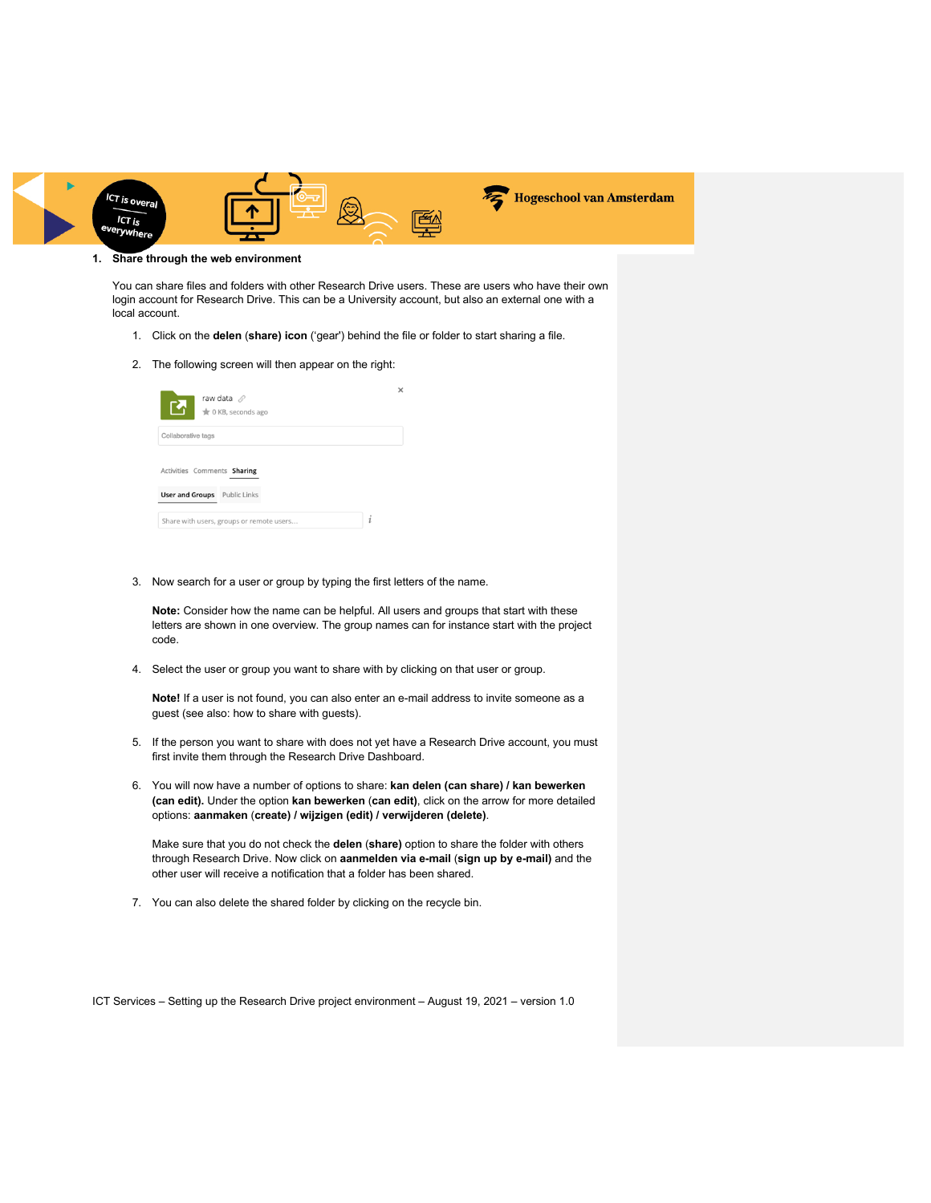## 1. Share through the web environment

You can share files and folders with other Research Drive users. These are users who have their own login account for Research Drive. This can be a University account, but also an external one with a local account.

1. Click on the **delen** (**share**) **icon** ('gear') behind the file or folder to start sharing a file.

2. The following screen will then appear on the right:

3. Now search for a user or group by typing the first letters of the name.

   **Note:** Consider how the name can be helpful. All users and groups that start with these letters are shown in one overview. The group names can for instance start with the project code.

4. Select the user or group you want to share with by clicking on that user or group.

   **Note!** If a user is not found, you can also enter an e-mail address to invite someone as a guest (see also: how to share with guests).

5. If the person you want to share with does not yet have a Research Drive account, you must first invite them through the Research Drive Dashboard.

6. You will now have a number of options to share: **kan delen (can share) / kan bewerken (can edit).** Under the option **kan bewerken** (**can edit**), click on the arrow for more detailed options: **aanmaken** (**create**) **/ wijzigen (edit) / verwijderen (delete)**.

   Make sure that you do not check the **delen** (**share**) option to share the folder with others through Research Drive. Now click on **aanmelden via e-mail** (**sign up by e-mail)** and the other user will receive a notification that a folder has been shared.

7. You can also delete the shared folder by clicking on the recycle bin.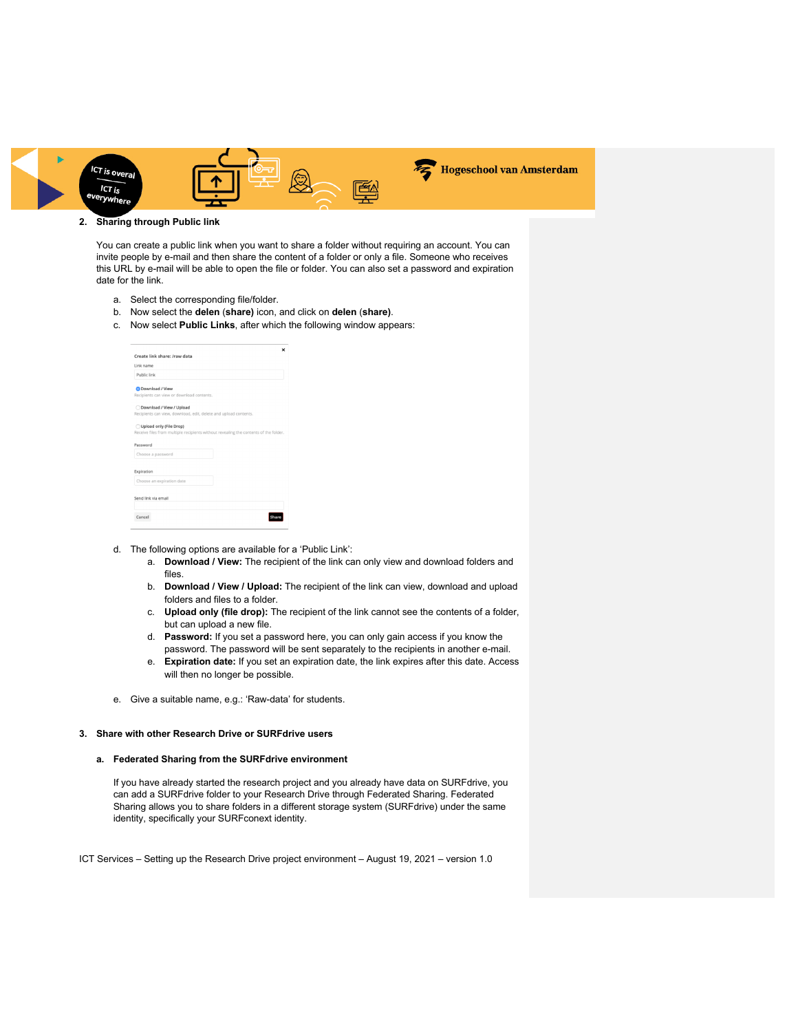2. **Sharing through Public link**

   You can create a public link when you want to share a folder without requiring an account. You can invite people by e-mail and then share the content of a folder or only a file. Someone who receives this URL by e-mail will be able to open the file or folder. You can also set a password and expiration date for the link.

   a. Select the corresponding file/folder.
   b. Now select the **delen** (**share)** icon, and click on **delen** (**share)**.
   c. Now select **Public Links**, after which the following window appears:

   Create link share: /raw data

   Link name

   Public link

   Download / View
   Recipients can view or download contents.

   Download / View / Upload
   Recipients can view, download, edit, delete and upload contents.

   Upload only (File Drop)
   Receive files from multiple recipients without revealing the contents of the folder.

   Password

   Choose a password

   Expiration

   Choose an expiration date

   Send link via email

   Cancel    Share

   d. The following options are available for a 'Public Link':
      a. **Download / View:** The recipient of the link can only view and download folders and files.
      b. **Download / View / Upload:** The recipient of the link can view, download and upload folders and files to a folder.
      c. **Upload only (file drop):** The recipient of the link cannot see the contents of a folder, but can upload a new file.
      d. **Password:** If you set a password here, you can only gain access if you know the password. The password will be sent separately to the recipients in another e-mail.
      e. **Expiration date:** If you set an expiration date, the link expires after this date. Access will then no longer be possible.

   e. Give a suitable name, e.g.: 'Raw-data' for students.

3. **Share with other Research Drive or SURFdrive users**

   a. **Federated Sharing from the SURFdrive environment**

      If you have already started the research project and you already have data on SURFdrive, you can add a SURFdrive folder to your Research Drive through Federated Sharing. Federated Sharing allows you to share folders in a different storage system (SURFdrive) under the same identity, specifically your SURFconext identity.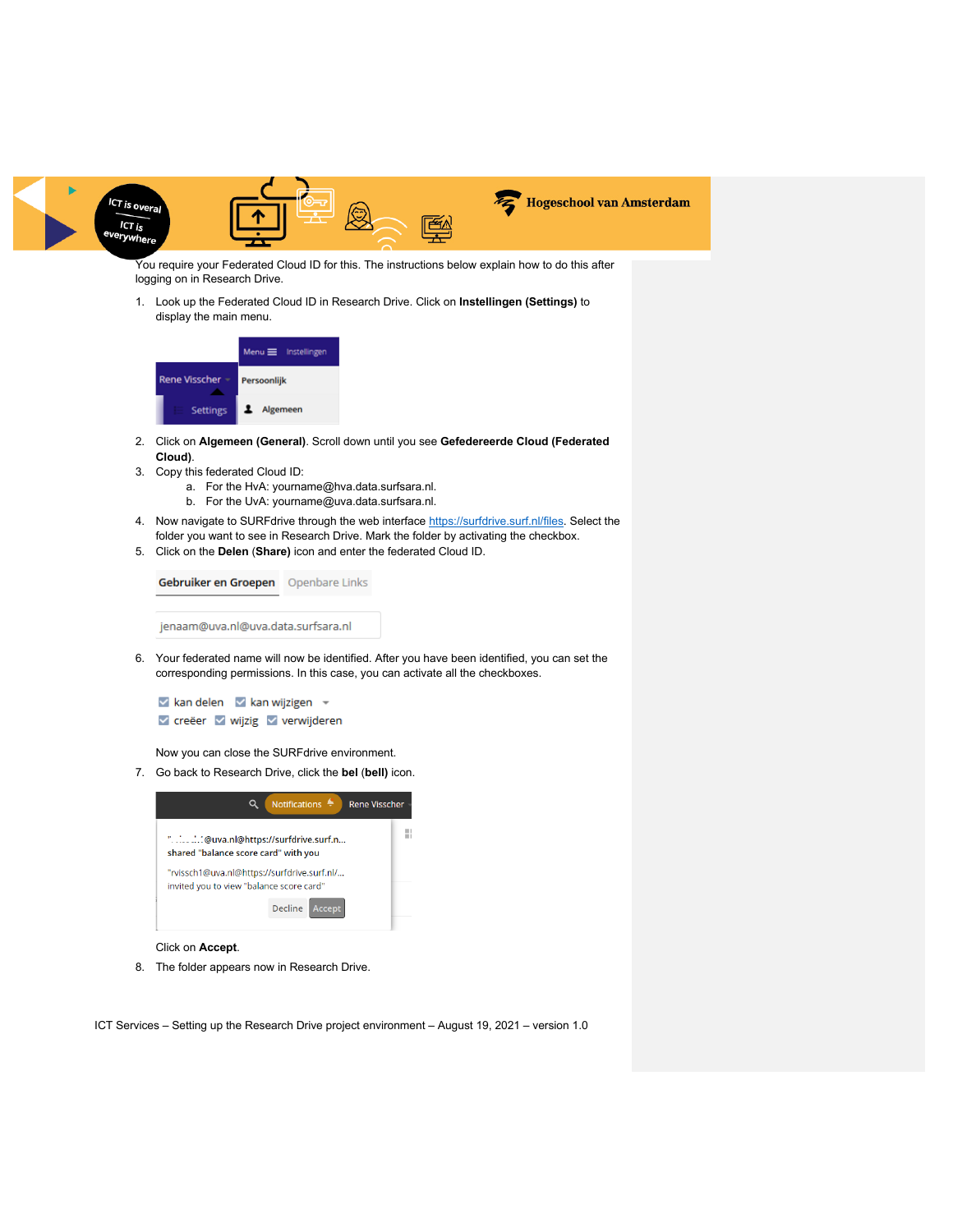You require your Federated Cloud ID for this. The instructions below explain how to do this after logging on in Research Drive.

1. Look up the Federated Cloud ID in Research Drive. Click on **Instellingen (Settings)** to display the main menu.

2. Click on **Algemeen (General)**. Scroll down until you see **Gefedereerde Cloud (Federated Cloud)**.
3. Copy this federated Cloud ID:
   a. For the HvA: yourname@hva.data.surfsara.nl.
   b. For the UvA: yourname@uva.data.surfsara.nl.
4. Now navigate to SURFdrive through the web interface https://surfdrive.surf.nl/files. Select the folder you want to see in Research Drive. Mark the folder by activating the checkbox.
5. Click on the **Delen** (**Share)** icon and enter the federated Cloud ID.

6. Your federated name will now be identified. After you have been identified, you can set the corresponding permissions. In this case, you can activate all the checkboxes.

   Now you can close the SURFdrive environment.
7. Go back to Research Drive, click the **bel** (**bell)** icon.

   Click on **Accept**.
8. The folder appears now in Research Drive.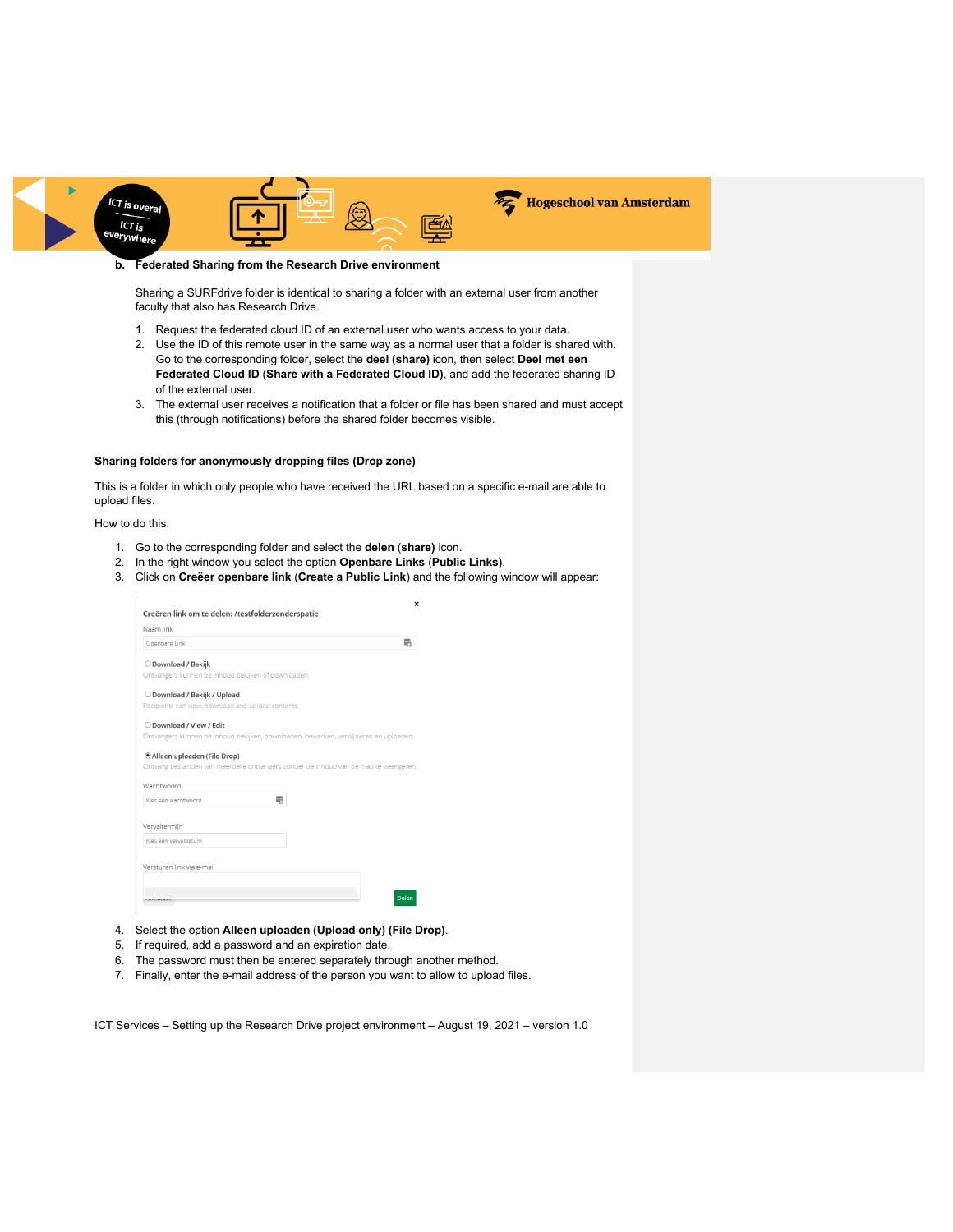**b. Federated Sharing from the Research Drive environment**

Sharing a SURFdrive folder is identical to sharing a folder with an external user from another faculty that also has Research Drive.

1. Request the federated cloud ID of an external user who wants access to your data.
2. Use the ID of this remote user in the same way as a normal user that a folder is shared with. Go to the corresponding folder, select the **deel (share)** icon, then select **Deel met een Federated Cloud ID** (**Share with a Federated Cloud ID**), and add the federated sharing ID of the external user.
3. The external user receives a notification that a folder or file has been shared and must accept this (through notifications) before the shared folder becomes visible.

**Sharing folders for anonymously dropping files (Drop zone)**

This is a folder in which only people who have received the URL based on a specific e-mail are able to upload files.

How to do this:

1. Go to the corresponding folder and select the **delen** (**share**) icon.
2. In the right window you select the option **Openbare Links** (**Public Links**).
3. Click on **Creëer openbare link** (**Create a Public Link**) and the following window will appear:

4. Select the option **Alleen uploaden (Upload only) (File Drop)**.
5. If required, add a password and an expiration date.
6. The password must then be entered separately through another method.
7. Finally, enter the e-mail address of the person you want to allow to upload files.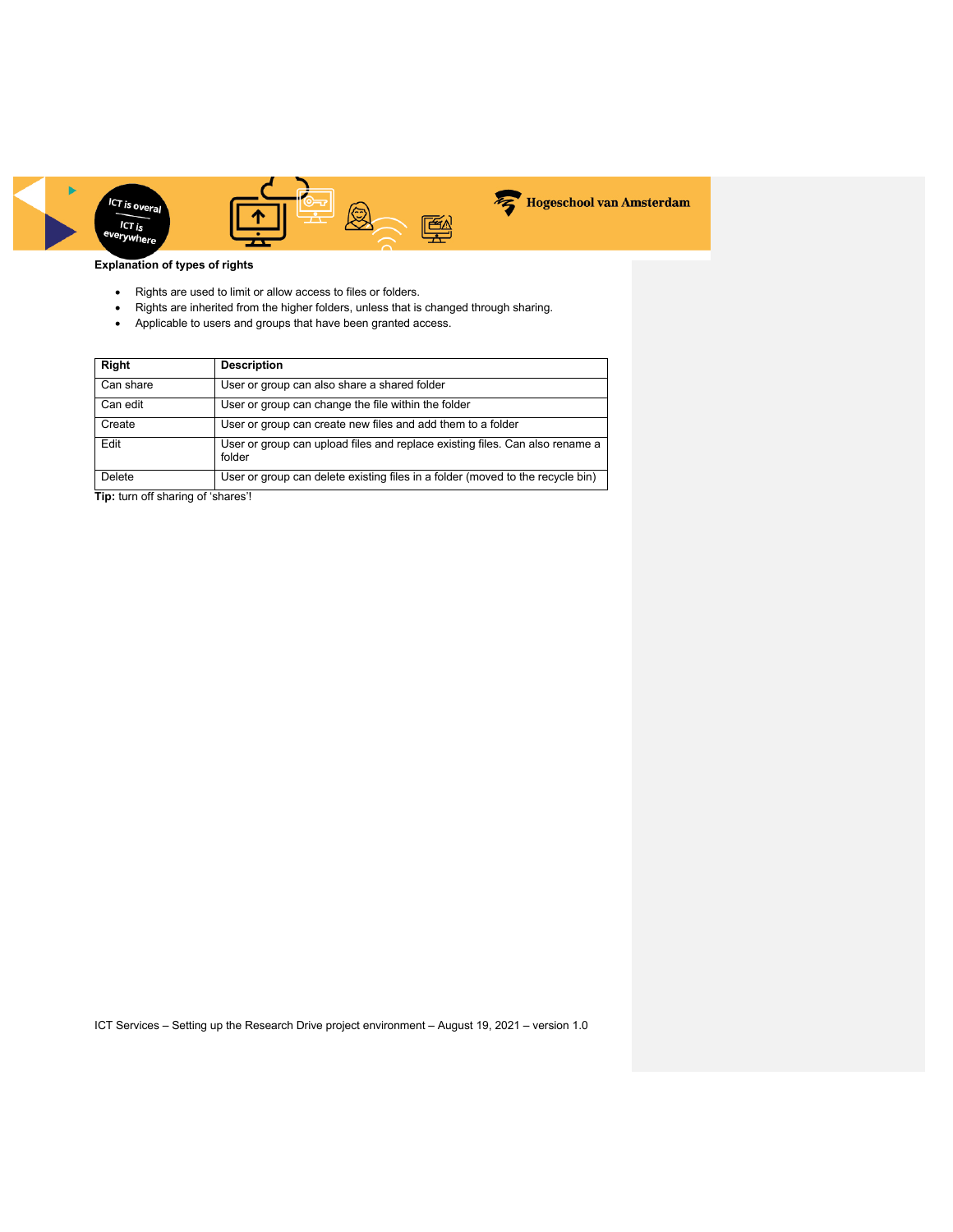**Explanation of types of rights**

- Rights are used to limit or allow access to files or folders.
- Rights are inherited from the higher folders, unless that is changed through sharing.
- Applicable to users and groups that have been granted access.

| Right | Description |
|---|---|
| Can share | User or group can also share a shared folder |
| Can edit | User or group can change the file within the folder |
| Create | User or group can create new files and add them to a folder |
| Edit | User or group can upload files and replace existing files. Can also rename a folder |
| Delete | User or group can delete existing files in a folder (moved to the recycle bin) |

**Tip:** turn off sharing of 'shares'!